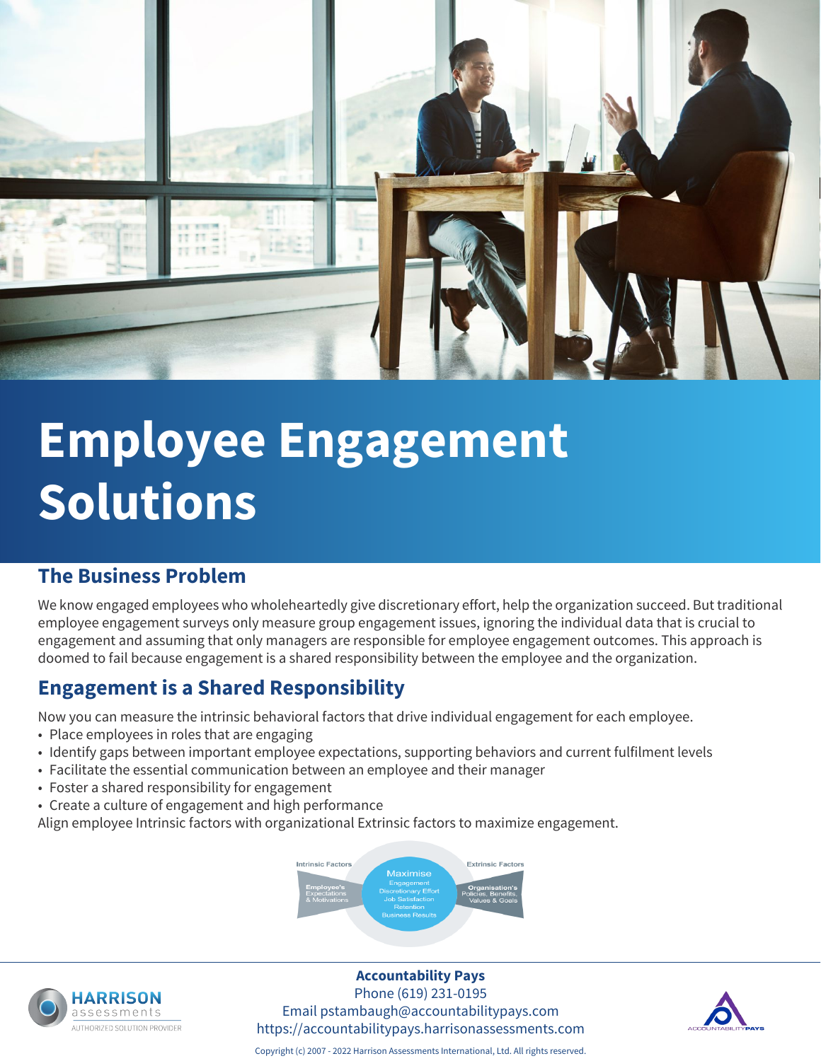# Employee Engagement Solutions

## The Business Problem

We know engaged employees who wholeheartedly give discretionary effort, help the organization succeed. But traditional employee engagement surveys only measure group engagement issues, ignoring the individual data that is crucial to engagement and assuming that only managers are responsible for employee engagement outcomes. This approach is doomed to fail because engagement is a shared responsibility between the employee and the organization.

## Engagement is a Shared Responsibility

Now you can measure the intrinsic behavioral factors that drive individual engagement for each employee.

- Place employees in roles that are engaging
- Identify gaps between important employee expectations, supporting behaviors and current fulfilment levels
- Facilitate the essential communication between an employee and their manager
- Foster a shared responsibility for engagement
- Create a culture of engagement and high performance

Align employee Intrinsic factors with organizational Extrinsic factors to maximize engagement.

Intrinsic Factors | Extrinsic Factors

Employee's Expectations & Motivations | Maximise: Engagement, Discretionary Effort, Job Satisfaction, Retention, Business Results | Organisation's Policies, Benefits, Values & Goals

**Accountability Pays**
Phone (619) 231-0195
Email pstambaugh@accountabilitypays.com
https://accountabilitypays.harrisonassessments.com

HARRISON assessments AUTHORIZED SOLUTION PROVIDER

Copyright (c) 2007 - 2022 Harrison Assessments International, Ltd. All rights reserved.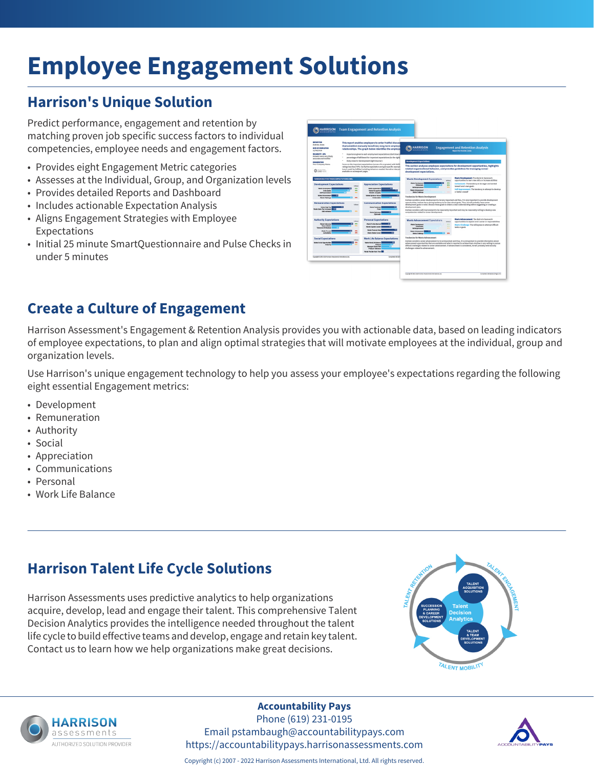# Employee Engagement Solutions

## Harrison's Unique Solution

Predict performance, engagement and retention by matching proven job specific success factors to individual competencies, employee needs and engagement factors.

- Provides eight Engagement Metric categories
- Assesses at the Individual, Group, and Organization levels
- Provides detailed Reports and Dashboard
- Includes actionable Expectation Analysis
- Aligns Engagement Strategies with Employee Expectations
- Initial 25 minute SmartQuestionnaire and Pulse Checks in under 5 minutes

## Create a Culture of Engagement

Harrison Assessment's Engagement & Retention Analysis provides you with actionable data, based on leading indicators of employee expectations, to plan and align optimal strategies that will motivate employees at the individual, group and organization levels.

Use Harrison's unique engagement technology to help you assess your employee's expectations regarding the following eight essential Engagement metrics:

- Development
- Remuneration
- Authority
- Social
- Appreciation
- Communications
- Personal
- Work Life Balance

## Harrison Talent Life Cycle Solutions

Harrison Assessments uses predictive analytics to help organizations acquire, develop, lead and engage their talent. This comprehensive Talent Decision Analytics provides the intelligence needed throughout the talent life cycle to build effective teams and develop, engage and retain key talent. Contact us to learn how we help organizations make great decisions.

TALENT RETENTION
TALENT ENGAGEMENT
TALENT MOBILITY
Talent Decision Analytics
TALENT ACQUISITION SOLUTIONS
TALENT & TEAM DEVELOPMENT SOLUTIONS
SUCCESSION PLANNING & CAREER DEVELOPMENT SOLUTIONS

HARRISON assessments
AUTHORIZED SOLUTION PROVIDER

**Accountability Pays**
Phone (619) 231-0195
Email pstambaugh@accountabilitypays.com
https://accountabilitypays.harrisonassessments.com

Copyright (c) 2007 - 2022 Harrison Assessments International, Ltd. All rights reserved.